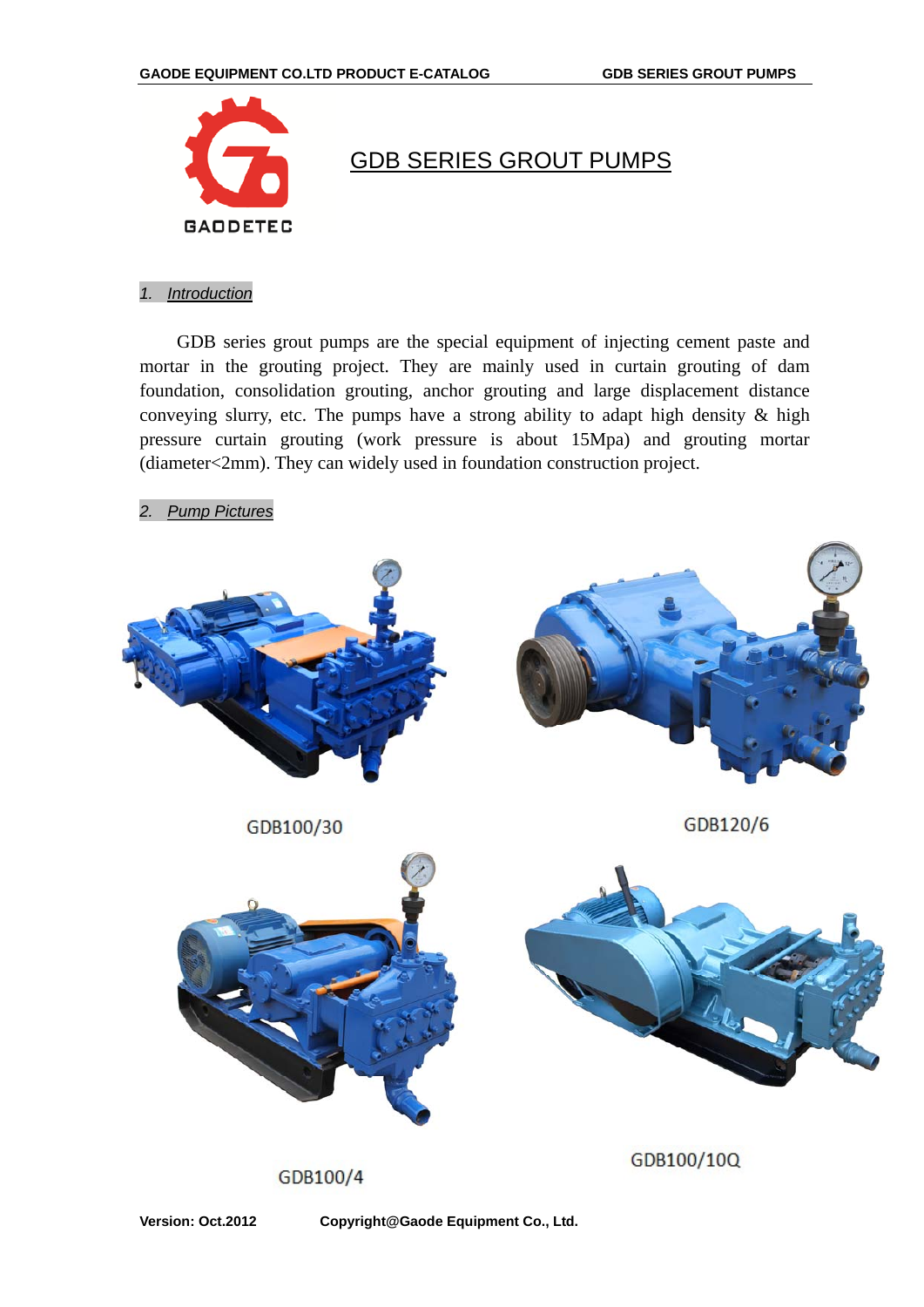# GDB SERIES GROUT PUMPS

## 1. Introduction

GDB series grout pumps are the special equipment of injecting cement paste and mortar in the grouting project. They are mainly used in curtain grouting of dam foundation, consolidation grouting, anchor grouting and large displacement distance conveying slurry, etc. The pumps have a strong ability to adapt high density & high pressure curtain grouting (work pressure is about 15Mpa) and grouting mortar (diameter<2mm). They can widely used in foundation construction project.

## 2. Pump Pictures

GDB100/30

GDB120/6

GDB100/4

GDB100/10Q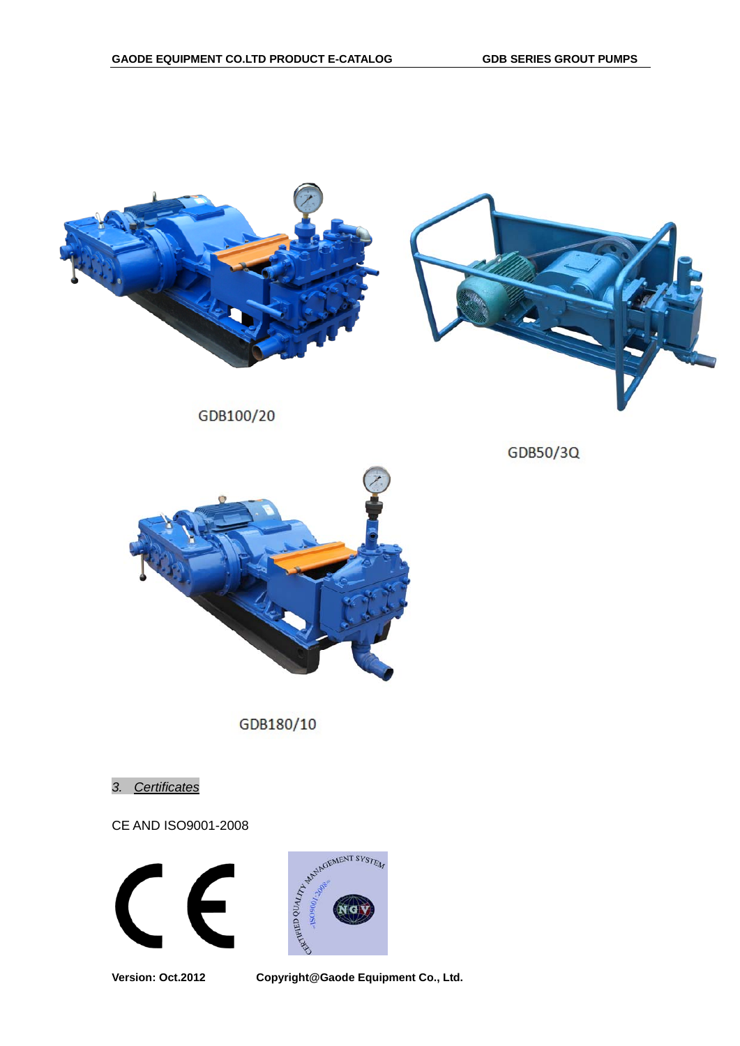GDB100/20

GDB50/3Q

GDB180/10

### *3. Certificates*

CE AND ISO9001-2008

**Version: Oct.2012** **Copyright@Gaode Equipment Co., Ltd.**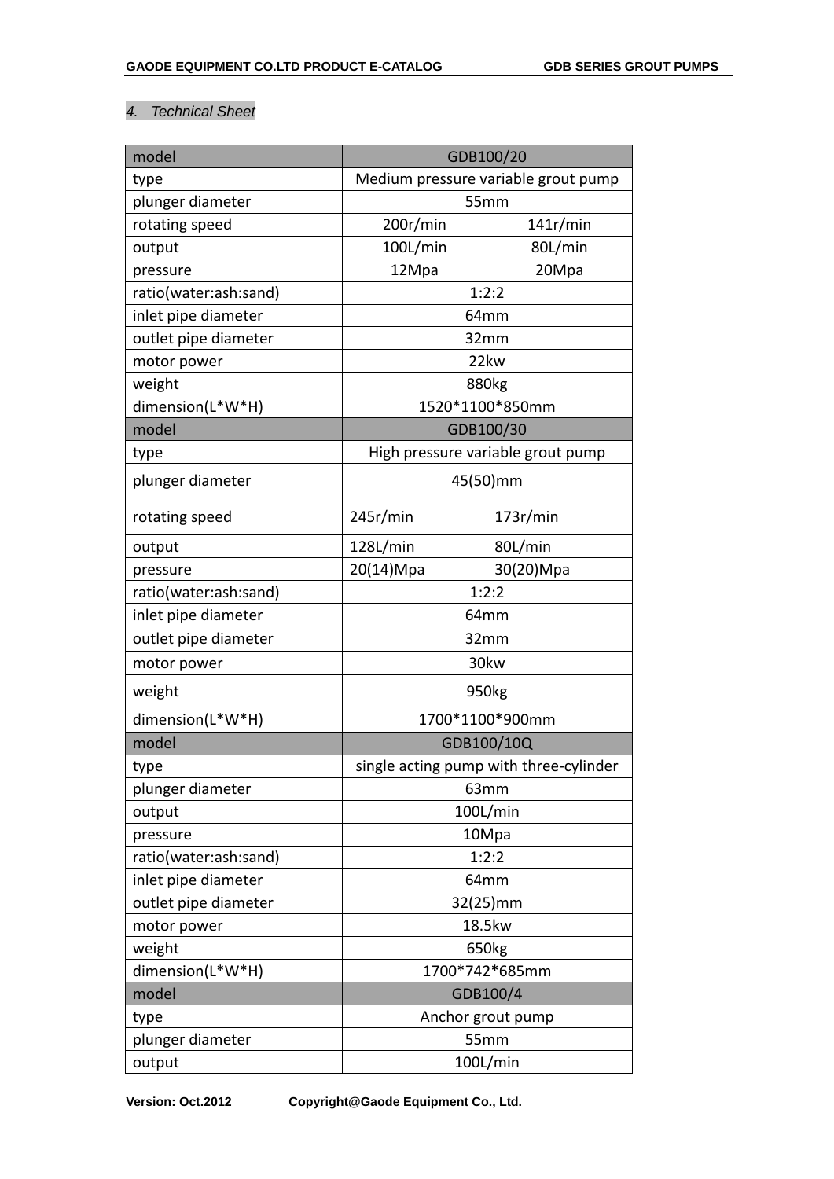*4. Technical Sheet*

| model | GDB100/20 | |
|---|---|---|
| type | Medium pressure variable grout pump | |
| plunger diameter | 55mm | |
| rotating speed | 200r/min | 141r/min |
| output | 100L/min | 80L/min |
| pressure | 12Mpa | 20Mpa |
| ratio(water:ash:sand) | 1:2:2 | |
| inlet pipe diameter | 64mm | |
| outlet pipe diameter | 32mm | |
| motor power | 22kw | |
| weight | 880kg | |
| dimension(L*W*H) | 1520*1100*850mm | |
| model | GDB100/30 | |
| type | High pressure variable grout pump | |
| plunger diameter | 45(50)mm | |
| rotating speed | 245r/min | 173r/min |
| output | 128L/min | 80L/min |
| pressure | 20(14)Mpa | 30(20)Mpa |
| ratio(water:ash:sand) | 1:2:2 | |
| inlet pipe diameter | 64mm | |
| outlet pipe diameter | 32mm | |
| motor power | 30kw | |
| weight | 950kg | |
| dimension(L*W*H) | 1700*1100*900mm | |
| model | GDB100/10Q | |
| type | single acting pump with three-cylinder | |
| plunger diameter | 63mm | |
| output | 100L/min | |
| pressure | 10Mpa | |
| ratio(water:ash:sand) | 1:2:2 | |
| inlet pipe diameter | 64mm | |
| outlet pipe diameter | 32(25)mm | |
| motor power | 18.5kw | |
| weight | 650kg | |
| dimension(L*W*H) | 1700*742*685mm | |
| model | GDB100/4 | |
| type | Anchor grout pump | |
| plunger diameter | 55mm | |
| output | 100L/min | |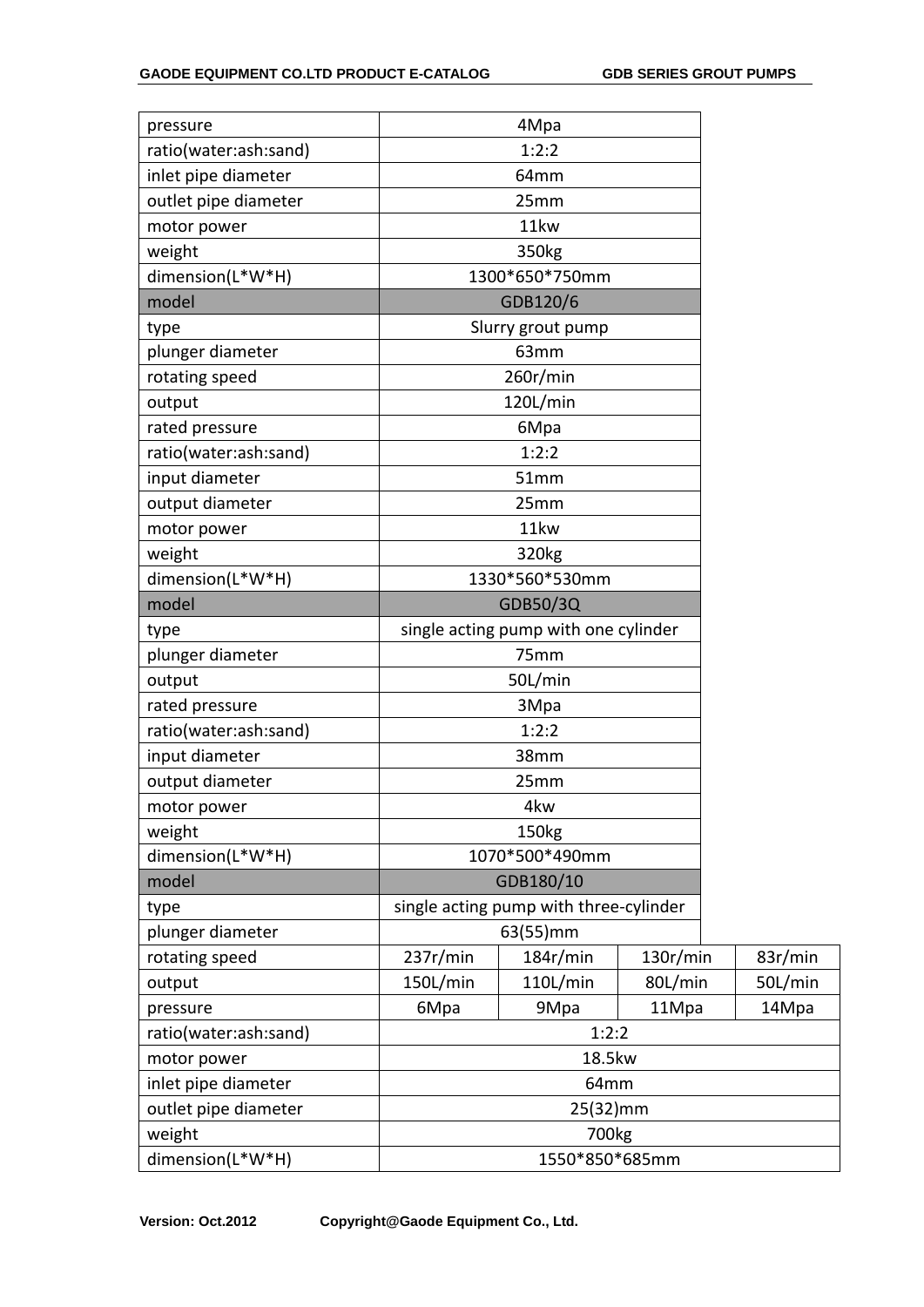| | | | | |
|---|---|---|---|---|
| pressure | 4Mpa | | | |
| ratio(water:ash:sand) | 1:2:2 | | | |
| inlet pipe diameter | 64mm | | | |
| outlet pipe diameter | 25mm | | | |
| motor power | 11kw | | | |
| weight | 350kg | | | |
| dimension(L*W*H) | 1300*650*750mm | | | |
| model | GDB120/6 | | | |
| type | Slurry grout pump | | | |
| plunger diameter | 63mm | | | |
| rotating speed | 260r/min | | | |
| output | 120L/min | | | |
| rated pressure | 6Mpa | | | |
| ratio(water:ash:sand) | 1:2:2 | | | |
| input diameter | 51mm | | | |
| output diameter | 25mm | | | |
| motor power | 11kw | | | |
| weight | 320kg | | | |
| dimension(L*W*H) | 1330*560*530mm | | | |
| model | GDB50/3Q | | | |
| type | single acting pump with one cylinder | | | |
| plunger diameter | 75mm | | | |
| output | 50L/min | | | |
| rated pressure | 3Mpa | | | |
| ratio(water:ash:sand) | 1:2:2 | | | |
| input diameter | 38mm | | | |
| output diameter | 25mm | | | |
| motor power | 4kw | | | |
| weight | 150kg | | | |
| dimension(L*W*H) | 1070*500*490mm | | | |
| model | GDB180/10 | | | |
| type | single acting pump with three-cylinder | | | |
| plunger diameter | 63(55)mm | | | |
| rotating speed | 237r/min | 184r/min | 130r/min | 83r/min |
| output | 150L/min | 110L/min | 80L/min | 50L/min |
| pressure | 6Mpa | 9Mpa | 11Mpa | 14Mpa |
| ratio(water:ash:sand) | 1:2:2 | | | |
| motor power | 18.5kw | | | |
| inlet pipe diameter | 64mm | | | |
| outlet pipe diameter | 25(32)mm | | | |
| weight | 700kg | | | |
| dimension(L*W*H) | 1550*850*685mm | | | |